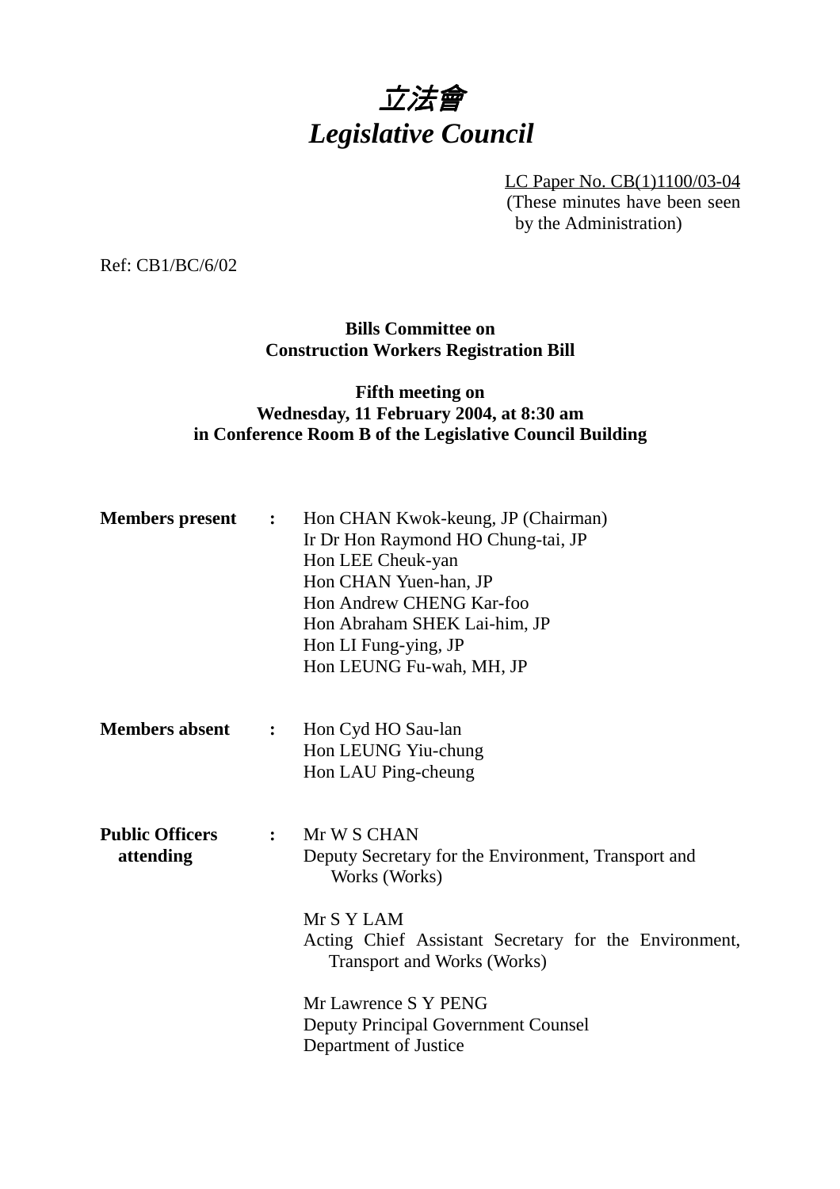# *立法會*
# *Legislative Council*

LC Paper No. CB(1)1100/03-04
(These minutes have been seen by the Administration)

Ref: CB1/BC/6/02

**Bills Committee on**
**Construction Workers Registration Bill**

**Fifth meeting on**
**Wednesday, 11 February 2004, at 8:30 am**
**in Conference Room B of the Legislative Council Building**

| | | |
|---|---|---|
| **Members present** | **:** | Hon CHAN Kwok-keung, JP (Chairman)<br>Ir Dr Hon Raymond HO Chung-tai, JP<br>Hon LEE Cheuk-yan<br>Hon CHAN Yuen-han, JP<br>Hon Andrew CHENG Kar-foo<br>Hon Abraham SHEK Lai-him, JP<br>Hon LI Fung-ying, JP<br>Hon LEUNG Fu-wah, MH, JP |
| **Members absent** | **:** | Hon Cyd HO Sau-lan<br>Hon LEUNG Yiu-chung<br>Hon LAU Ping-cheung |
| **Public Officers attending** | **:** | Mr W S CHAN<br>Deputy Secretary for the Environment, Transport and Works (Works)<br><br>Mr S Y LAM<br>Acting Chief Assistant Secretary for the Environment, Transport and Works (Works)<br><br>Mr Lawrence S Y PENG<br>Deputy Principal Government Counsel<br>Department of Justice |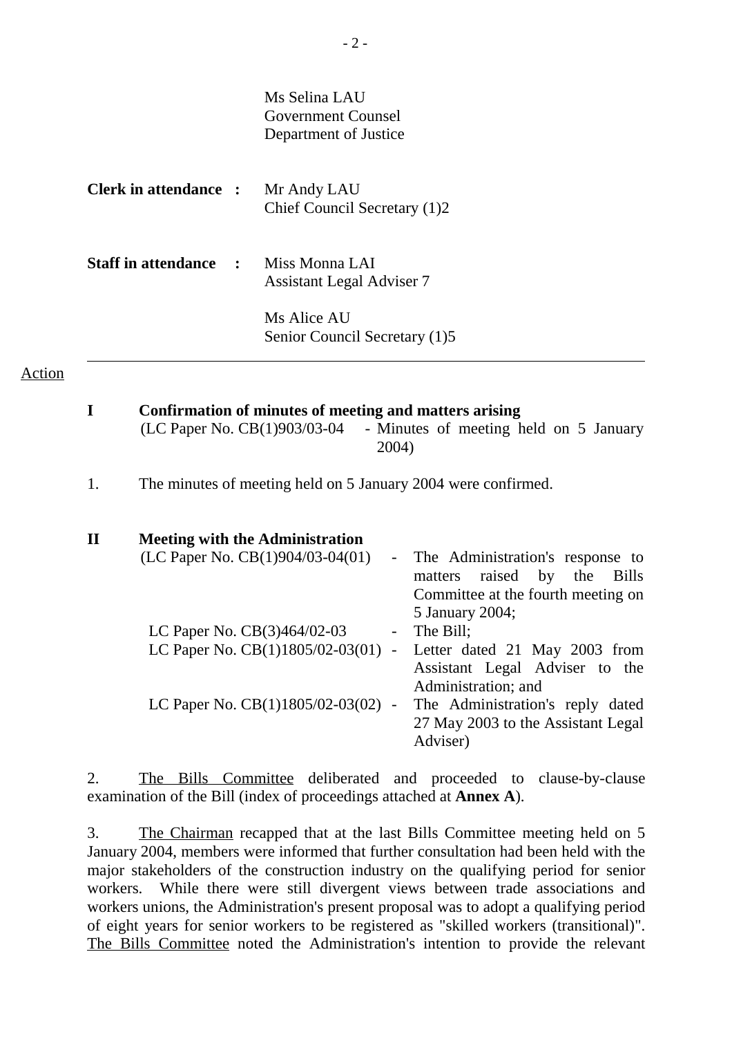Ms Selina LAU
Government Counsel
Department of Justice

**Clerk in attendance :** Mr Andy LAU
Chief Council Secretary (1)2

**Staff in attendance :** Miss Monna LAI
Assistant Legal Adviser 7

Ms Alice AU
Senior Council Secretary (1)5

---

Action

**I Confirmation of minutes of meeting and matters arising**

(LC Paper No. CB(1)903/03-04 - Minutes of meeting held on 5 January 2004)

1. The minutes of meeting held on 5 January 2004 were confirmed.

**II Meeting with the Administration**

(LC Paper No. CB(1)904/03-04(01) - The Administration's response to matters raised by the Bills Committee at the fourth meeting on 5 January 2004;

LC Paper No. CB(3)464/02-03 - The Bill;

LC Paper No. CB(1)1805/02-03(01) - Letter dated 21 May 2003 from Assistant Legal Adviser to the Administration; and

LC Paper No. CB(1)1805/02-03(02) - The Administration's reply dated 27 May 2003 to the Assistant Legal Adviser)

2. The Bills Committee deliberated and proceeded to clause-by-clause examination of the Bill (index of proceedings attached at **Annex A**).

3. The Chairman recapped that at the last Bills Committee meeting held on 5 January 2004, members were informed that further consultation had been held with the major stakeholders of the construction industry on the qualifying period for senior workers. While there were still divergent views between trade associations and workers unions, the Administration's present proposal was to adopt a qualifying period of eight years for senior workers to be registered as "skilled workers (transitional)". The Bills Committee noted the Administration's intention to provide the relevant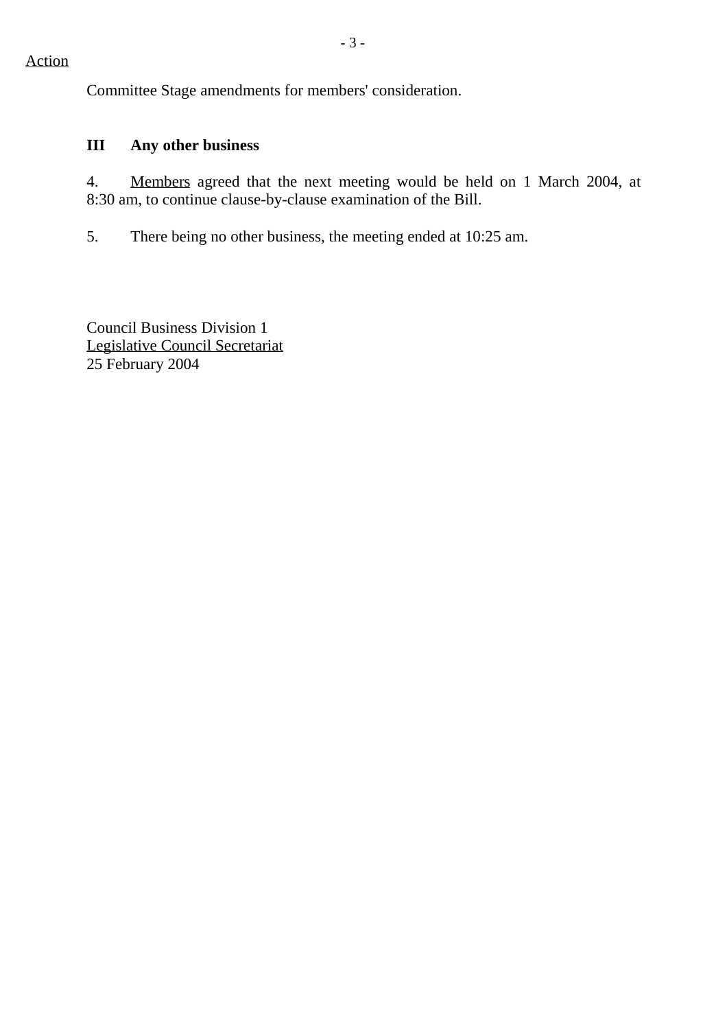Action

Committee Stage amendments for members' consideration.

## III Any other business

4. Members agreed that the next meeting would be held on 1 March 2004, at 8:30 am, to continue clause-by-clause examination of the Bill.

5. There being no other business, the meeting ended at 10:25 am.

Council Business Division 1
Legislative Council Secretariat
25 February 2004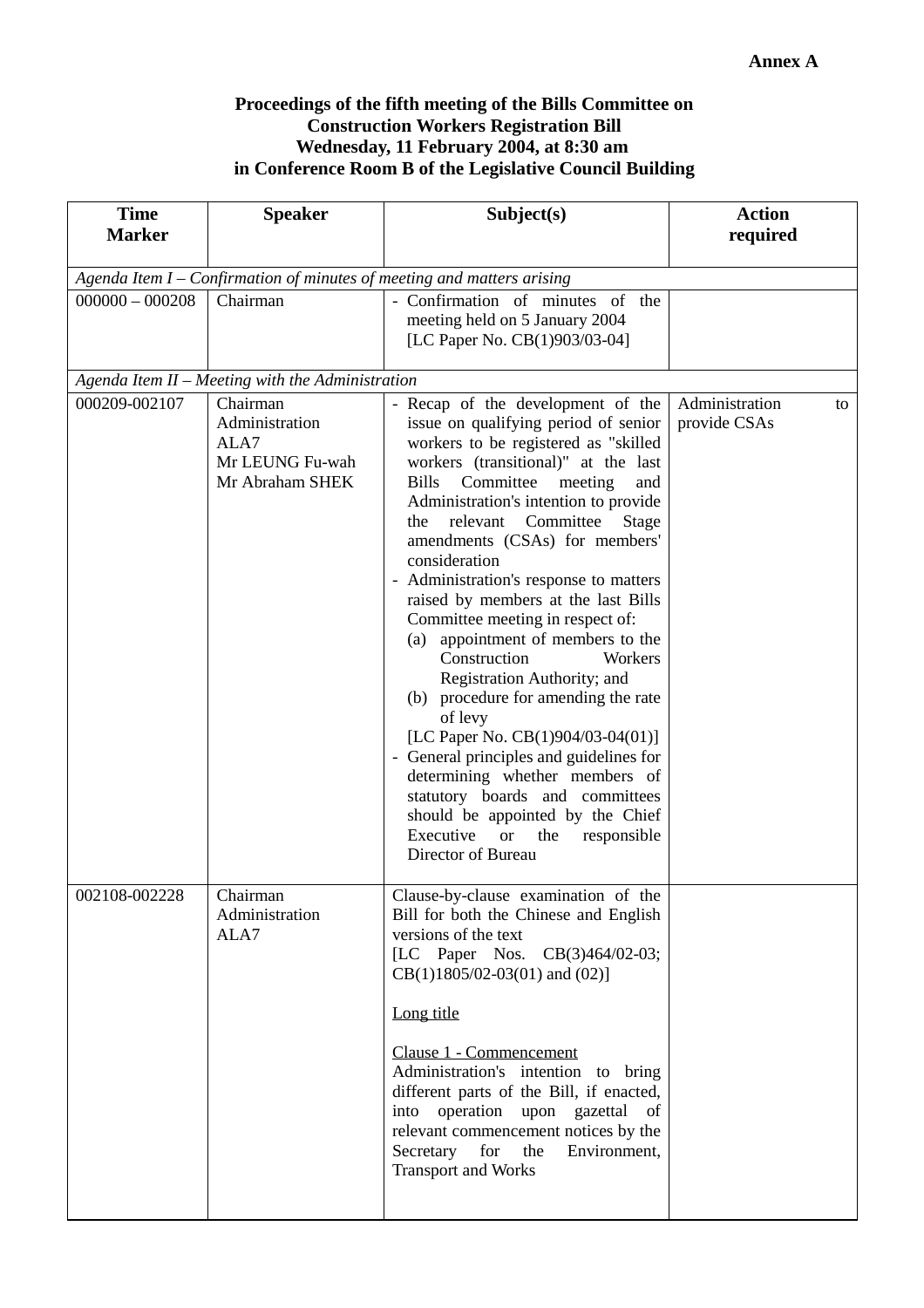**Annex A**

**Proceedings of the fifth meeting of the Bills Committee on Construction Workers Registration Bill Wednesday, 11 February 2004, at 8:30 am in Conference Room B of the Legislative Council Building**

| Time Marker | Speaker | Subject(s) | Action required |
|---|---|---|---|
| *Agenda Item I – Confirmation of minutes of meeting and matters arising* | | | |
| 000000 – 000208 | Chairman | - Confirmation of minutes of the meeting held on 5 January 2004 [LC Paper No. CB(1)903/03-04] | |
| *Agenda Item II – Meeting with the Administration* | | | |
| 000209-002107 | Chairman<br>Administration<br>ALA7<br>Mr LEUNG Fu-wah<br>Mr Abraham SHEK | - Recap of the development of the issue on qualifying period of senior workers to be registered as "skilled workers (transitional)" at the last Bills Committee meeting and Administration's intention to provide the relevant Committee Stage amendments (CSAs) for members' consideration<br>- Administration's response to matters raised by members at the last Bills Committee meeting in respect of:<br>(a) appointment of members to the Construction Workers Registration Authority; and<br>(b) procedure for amending the rate of levy<br>[LC Paper No. CB(1)904/03-04(01)]<br>- General principles and guidelines for determining whether members of statutory boards and committees should be appointed by the Chief Executive or the responsible Director of Bureau | Administration to provide CSAs |
| 002108-002228 | Chairman<br>Administration<br>ALA7 | Clause-by-clause examination of the Bill for both the Chinese and English versions of the text<br>[LC Paper Nos. CB(3)464/02-03; CB(1)1805/02-03(01) and (02)]<br><br><u>Long title</u><br><br><u>Clause 1 - Commencement</u><br>Administration's intention to bring different parts of the Bill, if enacted, into operation upon gazettal of relevant commencement notices by the Secretary for the Environment, Transport and Works | |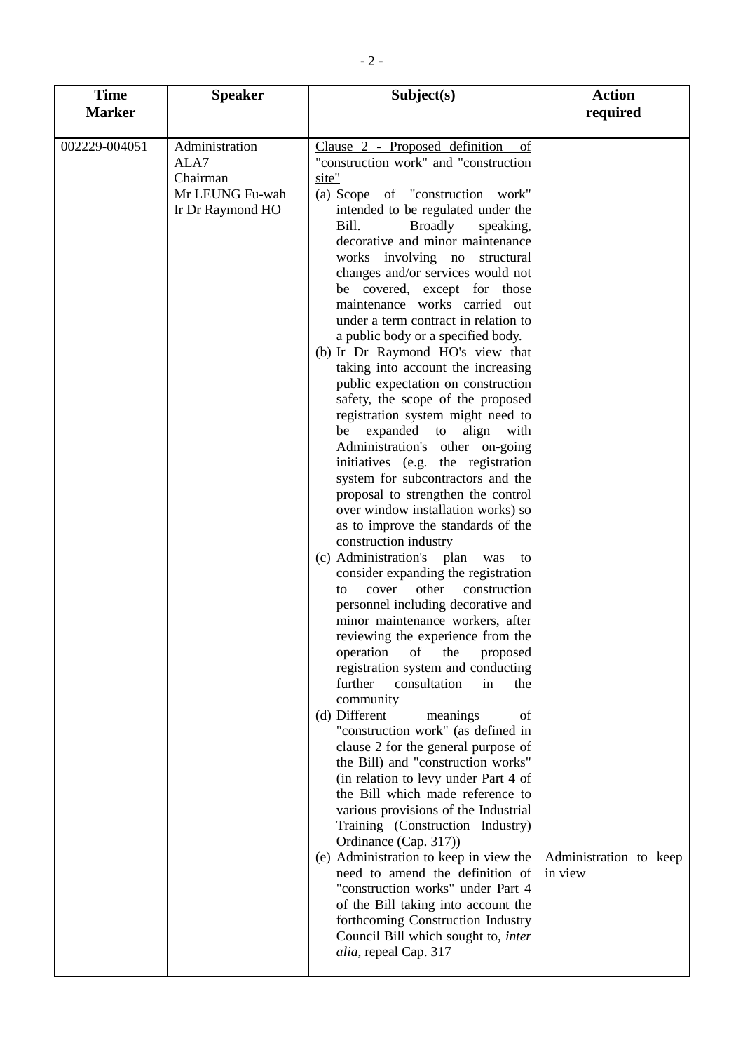| Time Marker | Speaker | Subject(s) | Action required |
|---|---|---|---|
| 002229-004051 | Administration<br>ALA7<br>Chairman<br>Mr LEUNG Fu-wah<br>Ir Dr Raymond HO | Clause 2 - Proposed definition of "construction work" and "construction site"<br>(a) Scope of "construction work" intended to be regulated under the Bill. Broadly speaking, decorative and minor maintenance works involving no structural changes and/or services would not be covered, except for those maintenance works carried out under a term contract in relation to a public body or a specified body.<br>(b) Ir Dr Raymond HO's view that taking into account the increasing public expectation on construction safety, the scope of the proposed registration system might need to be expanded to align with Administration's other on-going initiatives (e.g. the registration system for subcontractors and the proposal to strengthen the control over window installation works) so as to improve the standards of the construction industry<br>(c) Administration's plan was to consider expanding the registration to cover other construction personnel including decorative and minor maintenance workers, after reviewing the experience from the operation of the proposed registration system and conducting further consultation in the community<br>(d) Different meanings of "construction work" (as defined in clause 2 for the general purpose of the Bill) and "construction works" (in relation to levy under Part 4 of the Bill which made reference to various provisions of the Industrial Training (Construction Industry) Ordinance (Cap. 317))<br>(e) Administration to keep in view the need to amend the definition of "construction works" under Part 4 of the Bill taking into account the forthcoming Construction Industry Council Bill which sought to, *inter alia*, repeal Cap. 317 | Administration to keep in view |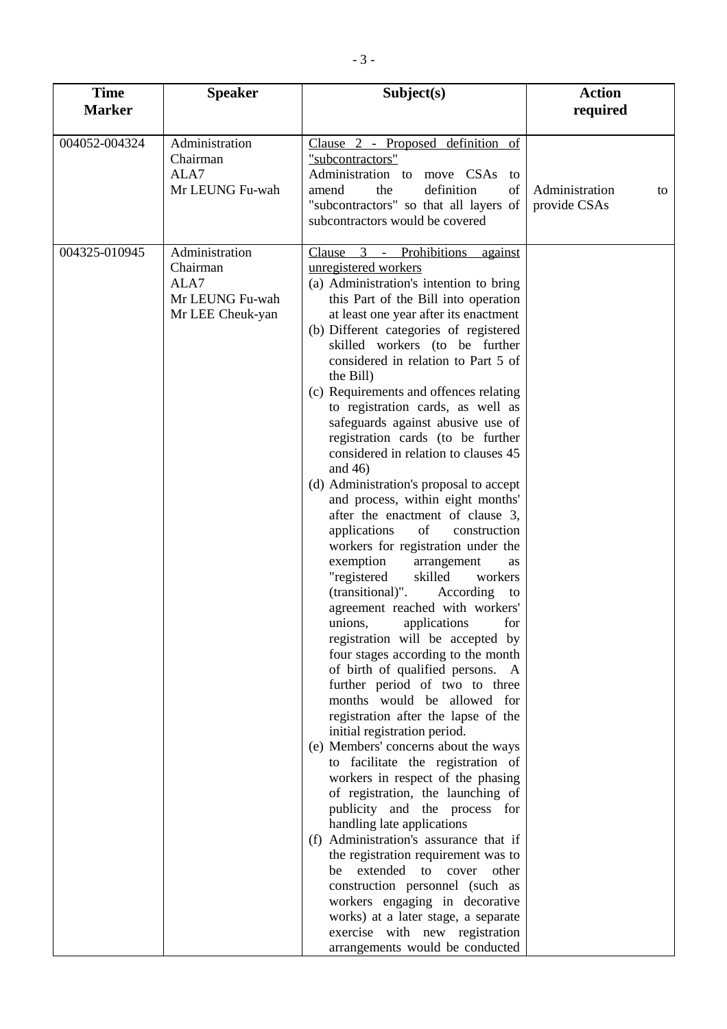| Time Marker | Speaker | Subject(s) | Action required |
|---|---|---|---|
| 004052-004324 | Administration<br>Chairman<br>ALA7<br>Mr LEUNG Fu-wah | Clause 2 - Proposed definition of "subcontractors"<br>Administration to move CSAs to amend the definition of "subcontractors" so that all layers of subcontractors would be covered | Administration to provide CSAs |
| 004325-010945 | Administration<br>Chairman<br>ALA7<br>Mr LEUNG Fu-wah<br>Mr LEE Cheuk-yan | Clause 3 - Prohibitions against unregistered workers<br>(a) Administration's intention to bring this Part of the Bill into operation at least one year after its enactment<br>(b) Different categories of registered skilled workers (to be further considered in relation to Part 5 of the Bill)<br>(c) Requirements and offences relating to registration cards, as well as safeguards against abusive use of registration cards (to be further considered in relation to clauses 45 and 46)<br>(d) Administration's proposal to accept and process, within eight months' after the enactment of clause 3, applications of construction workers for registration under the exemption arrangement as "registered skilled workers (transitional)". According to agreement reached with workers' unions, applications for registration will be accepted by four stages according to the month of birth of qualified persons. A further period of two to three months would be allowed for registration after the lapse of the initial registration period.<br>(e) Members' concerns about the ways to facilitate the registration of workers in respect of the phasing of registration, the launching of publicity and the process for handling late applications<br>(f) Administration's assurance that if the registration requirement was to be extended to cover other construction personnel (such as workers engaging in decorative works) at a later stage, a separate exercise with new registration arrangements would be conducted | |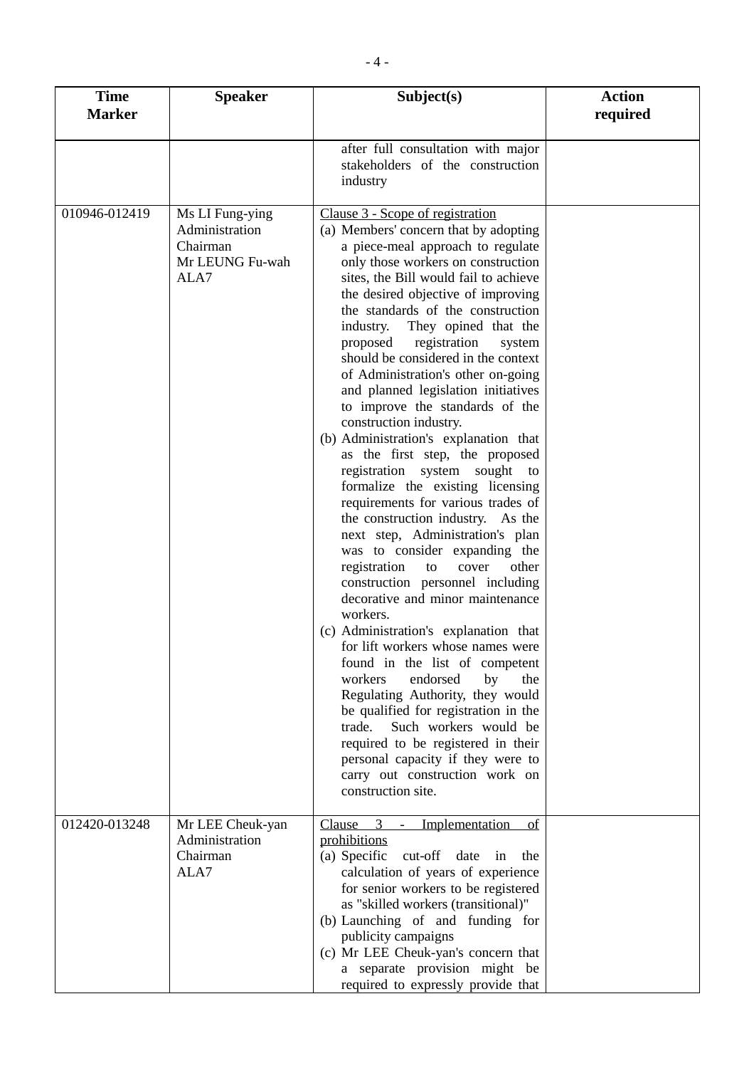| Time Marker | Speaker | Subject(s) | Action required |
|---|---|---|---|
| | | after full consultation with major stakeholders of the construction industry | |
| 010946-012419 | Ms LI Fung-ying<br>Administration<br>Chairman<br>Mr LEUNG Fu-wah<br>ALA7 | Clause 3 - Scope of registration<br>(a) Members' concern that by adopting a piece-meal approach to regulate only those workers on construction sites, the Bill would fail to achieve the desired objective of improving the standards of the construction industry. They opined that the proposed registration system should be considered in the context of Administration's other on-going and planned legislation initiatives to improve the standards of the construction industry.<br>(b) Administration's explanation that as the first step, the proposed registration system sought to formalize the existing licensing requirements for various trades of the construction industry. As the next step, Administration's plan was to consider expanding the registration to cover other construction personnel including decorative and minor maintenance workers.<br>(c) Administration's explanation that for lift workers whose names were found in the list of competent workers endorsed by the Regulating Authority, they would be qualified for registration in the trade. Such workers would be required to be registered in their personal capacity if they were to carry out construction work on construction site. | |
| 012420-013248 | Mr LEE Cheuk-yan<br>Administration<br>Chairman<br>ALA7 | Clause 3 - Implementation of prohibitions<br>(a) Specific cut-off date in the calculation of years of experience for senior workers to be registered as "skilled workers (transitional)"<br>(b) Launching of and funding for publicity campaigns<br>(c) Mr LEE Cheuk-yan's concern that a separate provision might be required to expressly provide that | |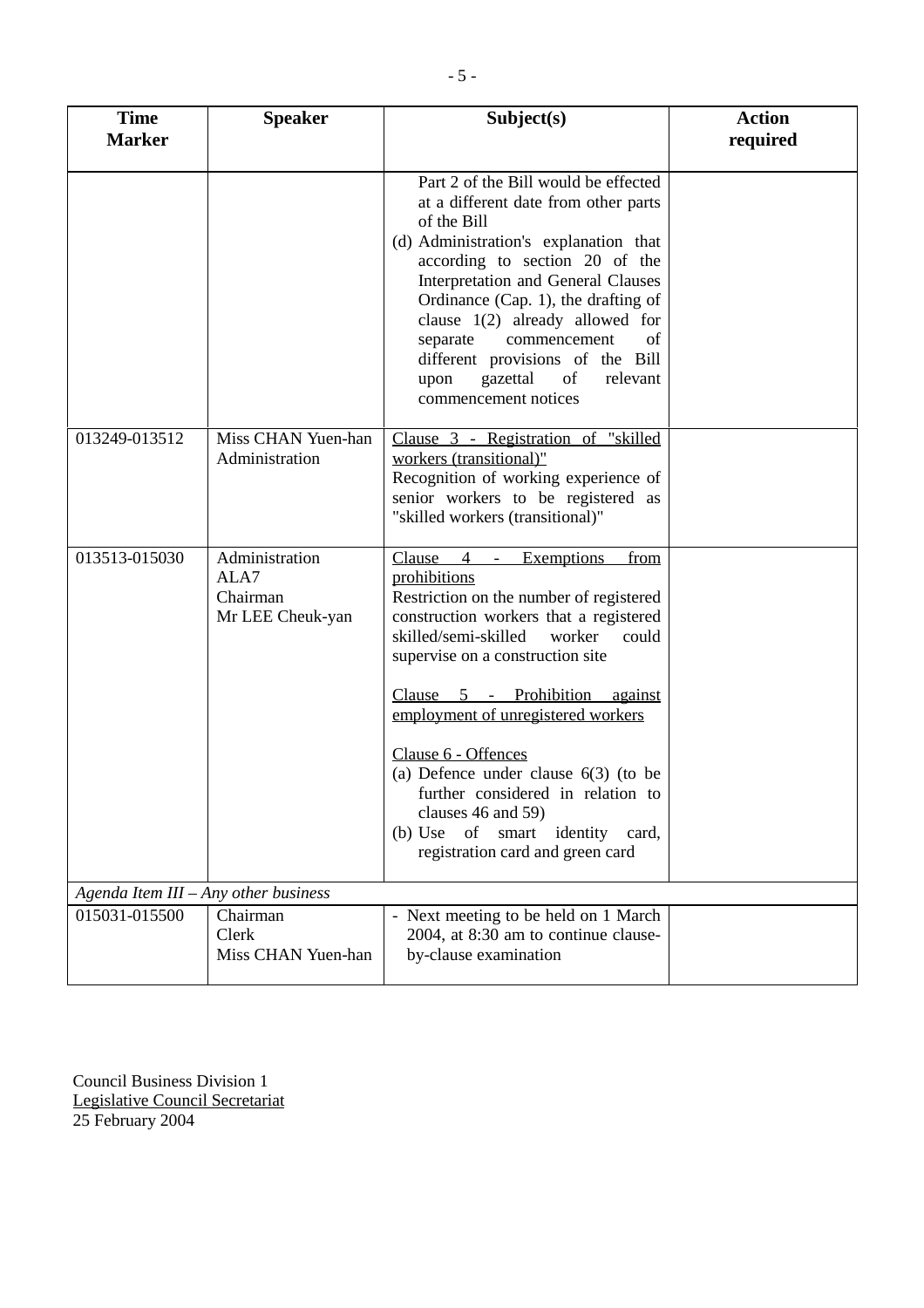| Time Marker | Speaker | Subject(s) | Action required |
|---|---|---|---|
| | | Part 2 of the Bill would be effected at a different date from other parts of the Bill<br>(d) Administration's explanation that according to section 20 of the Interpretation and General Clauses Ordinance (Cap. 1), the drafting of clause 1(2) already allowed for separate commencement of different provisions of the Bill upon gazettal of relevant commencement notices | |
| 013249-013512 | Miss CHAN Yuen-han<br>Administration | <u>Clause 3 - Registration of "skilled workers (transitional)"</u><br>Recognition of working experience of senior workers to be registered as "skilled workers (transitional)" | |
| 013513-015030 | Administration<br>ALA7<br>Chairman<br>Mr LEE Cheuk-yan | <u>Clause 4 - Exemptions from prohibitions</u><br>Restriction on the number of registered construction workers that a registered skilled/semi-skilled worker could supervise on a construction site<br><br><u>Clause 5 - Prohibition against employment of unregistered workers</u><br><br><u>Clause 6 - Offences</u><br>(a) Defence under clause 6(3) (to be further considered in relation to clauses 46 and 59)<br>(b) Use of smart identity card, registration card and green card | |
| *Agenda Item III – Any other business* | | | |
| 015031-015500 | Chairman<br>Clerk<br>Miss CHAN Yuen-han | - Next meeting to be held on 1 March 2004, at 8:30 am to continue clause-by-clause examination | |

Council Business Division 1
<u>Legislative Council Secretariat</u>
25 February 2004